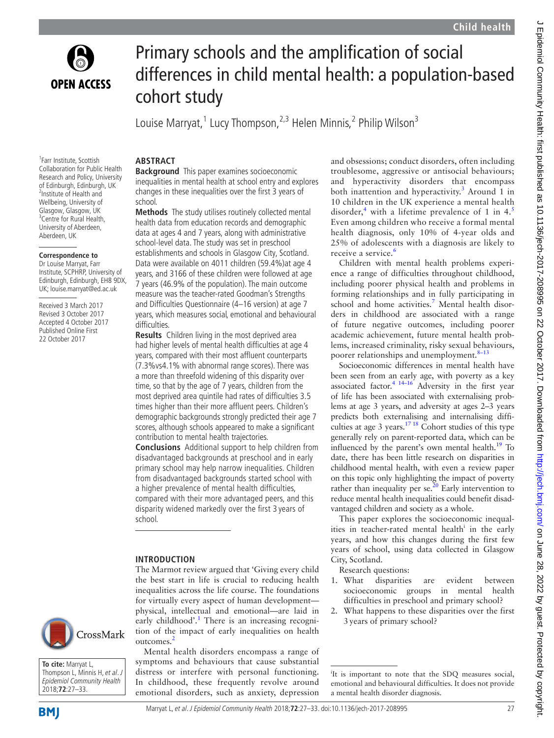# Primary schools and the amplification of social differences in child mental health: a population-based cohort study

Louise Marryat,[1] Lucy Thompson,[2,3] Helen Minnis,[2] Philip Wilson[3]

[1]Farr Institute, Scottish Collaboration for Public Health Research and Policy, University of Edinburgh, Edinburgh, UK
[2]Institute of Health and Wellbeing, University of Glasgow, Glasgow, UK
[3]Centre for Rural Health, University of Aberdeen, Aberdeen, UK

**Correspondence to**
Dr Louise Marryat, Farr Institute, SCPHRP, University of Edinburgh, Edinburgh, EH8 9DX, UK; louise.marryat@ed.ac.uk

Received 3 March 2017
Revised 3 October 2017
Accepted 4 October 2017
Published Online First 22 October 2017

**To cite:** Marryat L, Thompson L, Minnis H, et al. J Epidemiol Community Health 2018;72:27–33.

## ABSTRACT

**Background** This paper examines socioeconomic inequalities in mental health at school entry and explores changes in these inequalities over the first 3 years of school.

**Methods** The study utilises routinely collected mental health data from education records and demographic data at ages 4 and 7 years, along with administrative school-level data. The study was set in preschool establishments and schools in Glasgow City, Scotland. Data were available on 4011 children (59.4%)at age 4 years, and 3166 of these children were followed at age 7 years (46.9% of the population). The main outcome measure was the teacher-rated Goodman's Strengths and Difficulties Questionnaire (4–16 version) at age 7 years, which measures social, emotional and behavioural difficulties.

**Results** Children living in the most deprived area had higher levels of mental health difficulties at age 4 years, compared with their most affluent counterparts (7.3%vs4.1% with abnormal range scores). There was a more than threefold widening of this disparity over time, so that by the age of 7 years, children from the most deprived area quintile had rates of difficulties 3.5 times higher than their more affluent peers. Children's demographic backgrounds strongly predicted their age 7 scores, although schools appeared to make a significant contribution to mental health trajectories.

**Conclusions** Additional support to help children from disadvantaged backgrounds at preschool and in early primary school may help narrow inequalities. Children from disadvantaged backgrounds started school with a higher prevalence of mental health difficulties, compared with their more advantaged peers, and this disparity widened markedly over the first 3 years of school.

## INTRODUCTION

The Marmot review argued that 'Giving every child the best start in life is crucial to reducing health inequalities across the life course. The foundations for virtually every aspect of human development—physical, intellectual and emotional—are laid in early childhood'.[1] There is an increasing recognition of the impact of early inequalities on health outcomes.[2]

Mental health disorders encompass a range of symptoms and behaviours that cause substantial distress or interfere with personal functioning. In childhood, these frequently revolve around emotional disorders, such as anxiety, depression and obsessions; conduct disorders, often including troublesome, aggressive or antisocial behaviours; and hyperactivity disorders that encompass both inattention and hyperactivity.[3] Around 1 in 10 children in the UK experience a mental health disorder,[4] with a lifetime prevalence of 1 in 4.[5] Even among children who receive a formal mental health diagnosis, only 10% of 4-year olds and 25% of adolescents with a diagnosis are likely to receive a service.[6]

Children with mental health problems experience a range of difficulties throughout childhood, including poorer physical health and problems in forming relationships and in fully participating in school and home activities.[7] Mental health disorders in childhood are associated with a range of future negative outcomes, including poorer academic achievement, future mental health problems, increased criminality, risky sexual behaviours, poorer relationships and unemployment.[8–13]

Socioeconomic differences in mental health have been seen from an early age, with poverty as a key associated factor.[4 14–16] Adversity in the first year of life has been associated with externalising problems at age 3 years, and adversity at ages 2–3 years predicts both externalising and internalising difficulties at age 3 years.[17 18] Cohort studies of this type generally rely on parent-reported data, which can be influenced by the parent's own mental health.[19] To date, there has been little research on disparities in childhood mental health, with even a review paper on this topic only highlighting the impact of poverty rather than inequality per se.[20] Early intervention to reduce mental health inequalities could benefit disadvantaged children and society as a whole.

This paper explores the socioeconomic inequalities in teacher-rated mental health[i] in the early years, and how this changes during the first few years of school, using data collected in Glasgow City, Scotland.

Research questions:

1. What disparities are evident between socioeconomic groups in mental health difficulties in preschool and primary school?
2. What happens to these disparities over the first 3 years of primary school?

[i]It is important to note that the SDQ measures social, emotional and behavioural difficulties. It does not provide a mental health disorder diagnosis.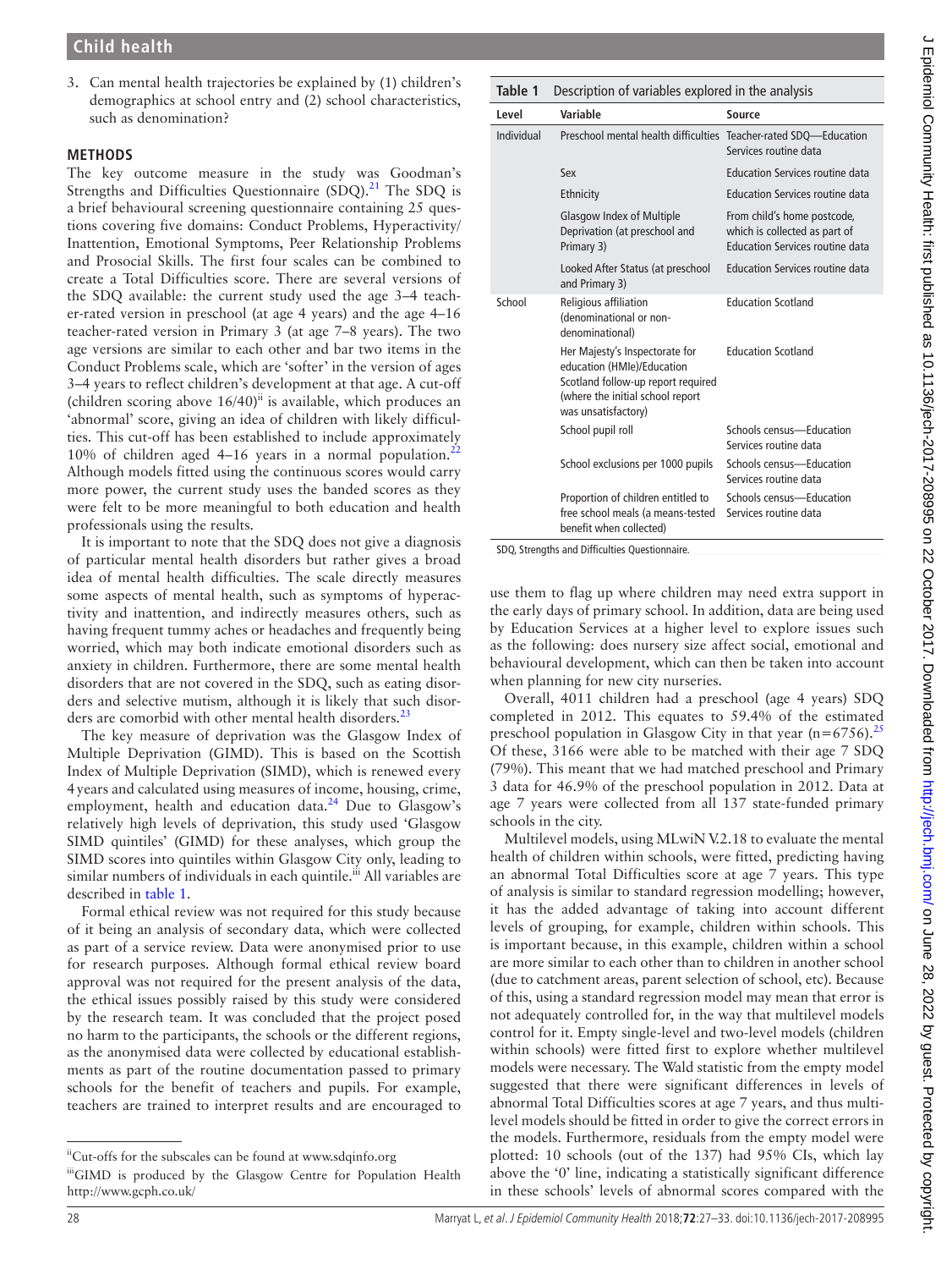3. Can mental health trajectories be explained by (1) children's demographics at school entry and (2) school characteristics, such as denomination?

## METHODS

The key outcome measure in the study was Goodman's Strengths and Difficulties Questionnaire (SDQ).[21] The SDQ is a brief behavioural screening questionnaire containing 25 questions covering five domains: Conduct Problems, Hyperactivity/Inattention, Emotional Symptoms, Peer Relationship Problems and Prosocial Skills. The first four scales can be combined to create a Total Difficulties score. There are several versions of the SDQ available: the current study used the age 3–4 teacher-rated version in preschool (at age 4 years) and the age 4–16 teacher-rated version in Primary 3 (at age 7–8 years). The two age versions are similar to each other and bar two items in the Conduct Problems scale, which are 'softer' in the version of ages 3–4 years to reflect children's development at that age. A cut-off (children scoring above 16/40)[ii] is available, which produces an 'abnormal' score, giving an idea of children with likely difficulties. This cut-off has been established to include approximately 10% of children aged 4–16 years in a normal population.[22] Although models fitted using the continuous scores would carry more power, the current study uses the banded scores as they were felt to be more meaningful to both education and health professionals using the results.

It is important to note that the SDQ does not give a diagnosis of particular mental health disorders but rather gives a broad idea of mental health difficulties. The scale directly measures some aspects of mental health, such as symptoms of hyperactivity and inattention, and indirectly measures others, such as having frequent tummy aches or headaches and frequently being worried, which may both indicate emotional disorders such as anxiety in children. Furthermore, there are some mental health disorders that are not covered in the SDQ, such as eating disorders and selective mutism, although it is likely that such disorders are comorbid with other mental health disorders.[23]

The key measure of deprivation was the Glasgow Index of Multiple Deprivation (GIMD). This is based on the Scottish Index of Multiple Deprivation (SIMD), which is renewed every 4 years and calculated using measures of income, housing, crime, employment, health and education data.[24] Due to Glasgow's relatively high levels of deprivation, this study used 'Glasgow SIMD quintiles' (GIMD) for these analyses, which group the SIMD scores into quintiles within Glasgow City only, leading to similar numbers of individuals in each quintile.[iii] All variables are described in table 1.

Formal ethical review was not required for this study because of it being an analysis of secondary data, which were collected as part of a service review. Data were anonymised prior to use for research purposes. Although formal ethical review board approval was not required for the present analysis of the data, the ethical issues possibly raised by this study were considered by the research team. It was concluded that the project posed no harm to the participants, the schools or the different regions, as the anonymised data were collected by educational establishments as part of the routine documentation passed to primary schools for the benefit of teachers and pupils. For example, teachers are trained to interpret results and are encouraged to use them to flag up where children may need extra support in the early days of primary school. In addition, data are being used by Education Services at a higher level to explore issues such as the following: does nursery size affect social, emotional and behavioural development, which can then be taken into account when planning for new city nurseries.

Overall, 4011 children had a preschool (age 4 years) SDQ completed in 2012. This equates to 59.4% of the estimated preschool population in Glasgow City in that year (n=6756).[25] Of these, 3166 were able to be matched with their age 7 SDQ (79%). This meant that we had matched preschool and Primary 3 data for 46.9% of the preschool population in 2012. Data at age 7 years were collected from all 137 state-funded primary schools in the city.

Multilevel models, using MLwiN V.2.18 to evaluate the mental health of children within schools, were fitted, predicting having an abnormal Total Difficulties score at age 7 years. This type of analysis is similar to standard regression modelling; however, it has the added advantage of taking into account different levels of grouping, for example, children within schools. This is important because, in this example, children within a school are more similar to each other than to children in another school (due to catchment areas, parent selection of school, etc). Because of this, using a standard regression model may mean that error is not adequately controlled for, in the way that multilevel models control for it. Empty single-level and two-level models (children within schools) were fitted first to explore whether multilevel models were necessary. The Wald statistic from the empty model suggested that there were significant differences in levels of abnormal Total Difficulties scores at age 7 years, and thus multilevel models should be fitted in order to give the correct errors in the models. Furthermore, residuals from the empty model were plotted: 10 schools (out of the 137) had 95% CIs, which lay above the '0' line, indicating a statistically significant difference in these schools' levels of abnormal scores compared with the

**Table 1** Description of variables explored in the analysis

| Level | Variable | Source |
|---|---|---|
| Individual | Preschool mental health difficulties | Teacher-rated SDQ—Education Services routine data |
| | Sex | Education Services routine data |
| | Ethnicity | Education Services routine data |
| | Glasgow Index of Multiple Deprivation (at preschool and Primary 3) | From child's home postcode, which is collected as part of Education Services routine data |
| | Looked After Status (at preschool and Primary 3) | Education Services routine data |
| School | Religious affiliation (denominational or non-denominational) | Education Scotland |
| | Her Majesty's Inspectorate for education (HMIe)/Education Scotland follow-up report required (where the initial school report was unsatisfactory) | Education Scotland |
| | School pupil roll | Schools census—Education Services routine data |
| | School exclusions per 1000 pupils | Schools census—Education Services routine data |
| | Proportion of children entitled to free school meals (a means-tested benefit when collected) | Schools census—Education Services routine data |

SDQ, Strengths and Difficulties Questionnaire.

[ii] Cut-offs for the subscales can be found at www.sdqinfo.org

[iii] GIMD is produced by the Glasgow Centre for Population Health http://www.gcph.co.uk/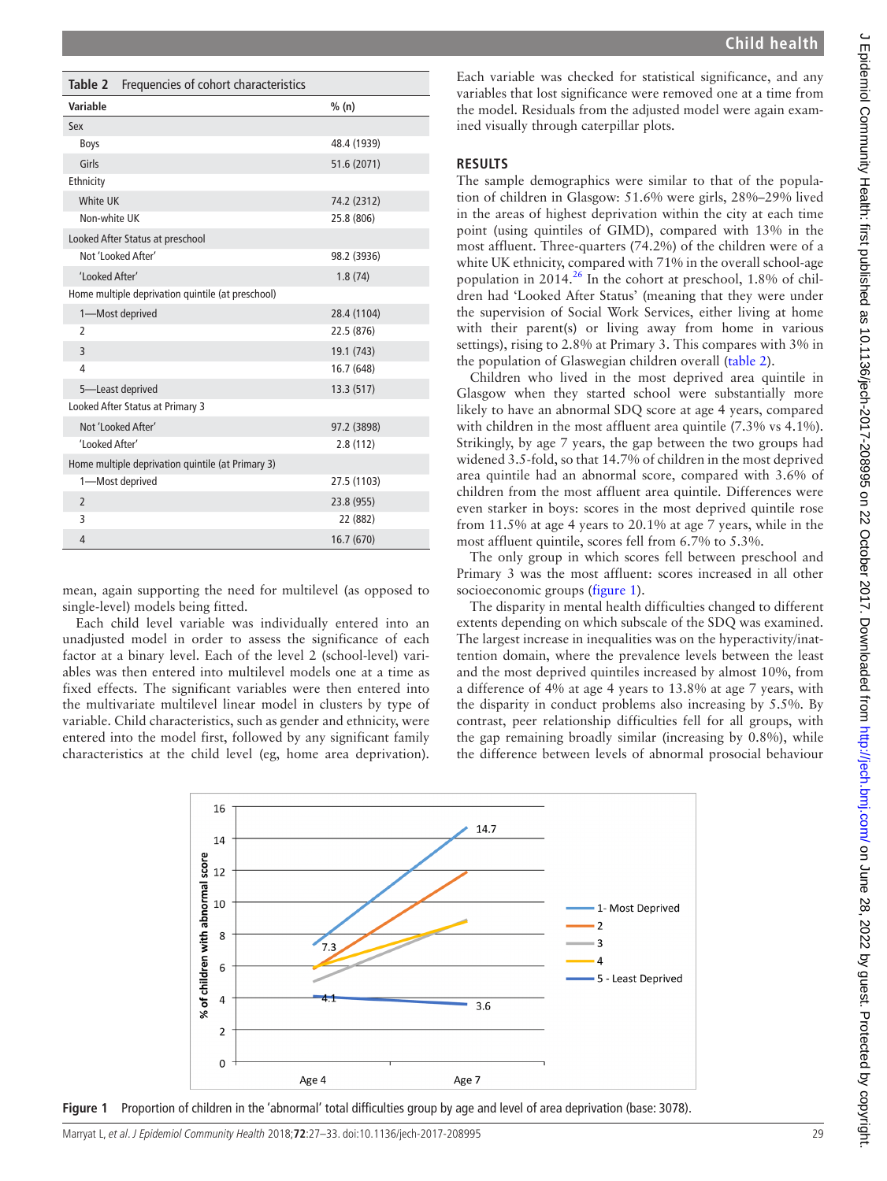**Table 2** Frequencies of cohort characteristics

| Variable | % (n) |
|---|---|
| Sex | |
| Boys | 48.4 (1939) |
| Girls | 51.6 (2071) |
| Ethnicity | |
| White UK | 74.2 (2312) |
| Non-white UK | 25.8 (806) |
| Looked After Status at preschool | |
| Not 'Looked After' | 98.2 (3936) |
| 'Looked After' | 1.8 (74) |
| Home multiple deprivation quintile (at preschool) | |
| 1—Most deprived | 28.4 (1104) |
| 2 | 22.5 (876) |
| 3 | 19.1 (743) |
| 4 | 16.7 (648) |
| 5—Least deprived | 13.3 (517) |
| Looked After Status at Primary 3 | |
| Not 'Looked After' | 97.2 (3898) |
| 'Looked After' | 2.8 (112) |
| Home multiple deprivation quintile (at Primary 3) | |
| 1—Most deprived | 27.5 (1103) |
| 2 | 23.8 (955) |
| 3 | 22 (882) |
| 4 | 16.7 (670) |

mean, again supporting the need for multilevel (as opposed to single-level) models being fitted.

Each child level variable was individually entered into an unadjusted model in order to assess the significance of each factor at a binary level. Each of the level 2 (school-level) variables was then entered into multilevel models one at a time as fixed effects. The significant variables were then entered into the multivariate multilevel linear model in clusters by type of variable. Child characteristics, such as gender and ethnicity, were entered into the model first, followed by any significant family characteristics at the child level (eg, home area deprivation). Each variable was checked for statistical significance, and any variables that lost significance were removed one at a time from the model. Residuals from the adjusted model were again examined visually through caterpillar plots.

## RESULTS

The sample demographics were similar to that of the population of children in Glasgow: 51.6% were girls, 28%–29% lived in the areas of highest deprivation within the city at each time point (using quintiles of GIMD), compared with 13% in the most affluent. Three-quarters (74.2%) of the children were of a white UK ethnicity, compared with 71% in the overall school-age population in 2014.[26] In the cohort at preschool, 1.8% of children had 'Looked After Status' (meaning that they were under the supervision of Social Work Services, either living at home with their parent(s) or living away from home in various settings), rising to 2.8% at Primary 3. This compares with 3% in the population of Glaswegian children overall (table 2).

Children who lived in the most deprived area quintile in Glasgow when they started school were substantially more likely to have an abnormal SDQ score at age 4 years, compared with children in the most affluent area quintile (7.3% vs 4.1%). Strikingly, by age 7 years, the gap between the two groups had widened 3.5-fold, so that 14.7% of children in the most deprived area quintile had an abnormal score, compared with 3.6% of children from the most affluent area quintile. Differences were even starker in boys: scores in the most deprived quintile rose from 11.5% at age 4 years to 20.1% at age 7 years, while in the most affluent quintile, scores fell from 6.7% to 5.3%.

The only group in which scores fell between preschool and Primary 3 was the most affluent: scores increased in all other socioeconomic groups (figure 1).

The disparity in mental health difficulties changed to different extents depending on which subscale of the SDQ was examined. The largest increase in inequalities was on the hyperactivity/inattention domain, where the prevalence levels between the least and the most deprived quintiles increased by almost 10%, from a difference of 4% at age 4 years to 13.8% at age 7 years, with the disparity in conduct problems also increasing by 5.5%. By contrast, peer relationship difficulties fell for all groups, with the gap remaining broadly similar (increasing by 0.8%), while the difference between levels of abnormal prosocial behaviour

**Figure 1** Proportion of children in the 'abnormal' total difficulties group by age and level of area deprivation (base: 3078).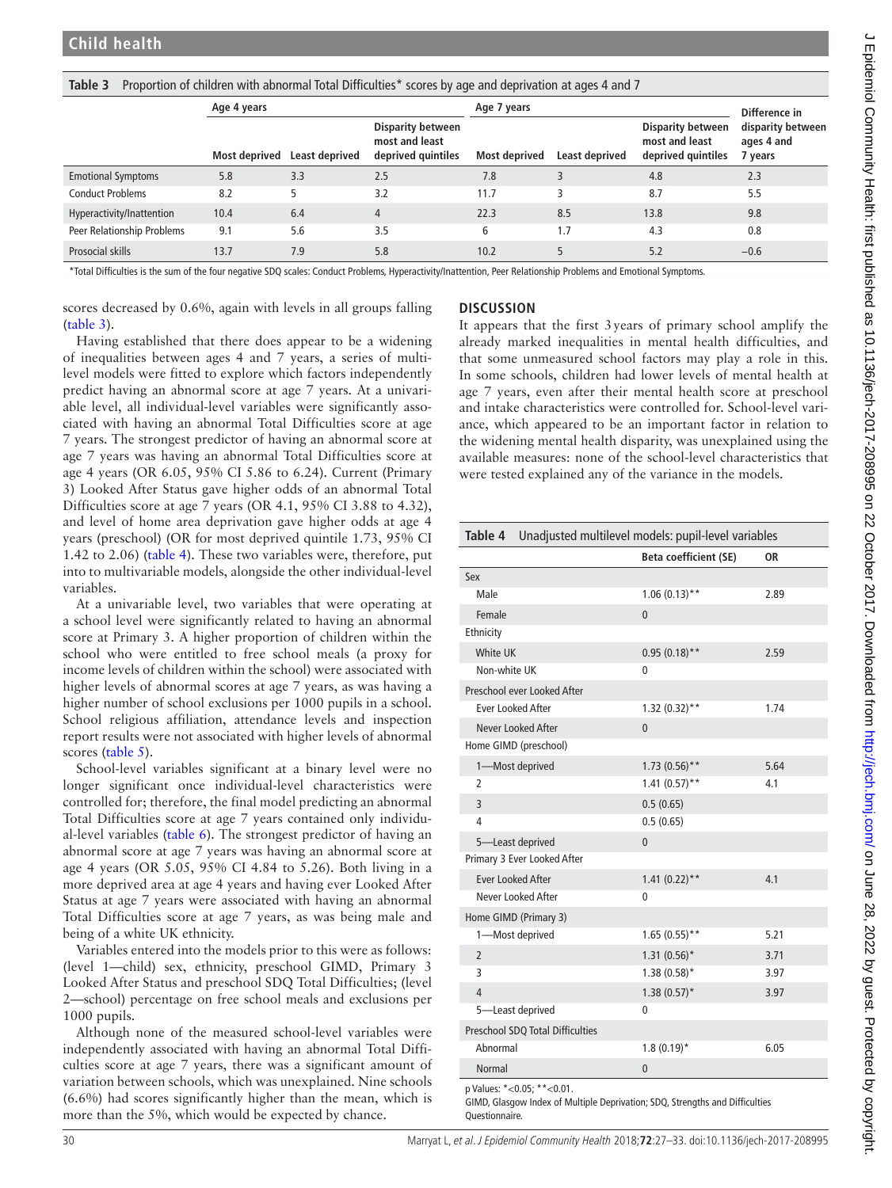**Table 3** Proportion of children with abnormal Total Difficulties* scores by age and deprivation at ages 4 and 7

| | Age 4 years | | | Age 7 years | | | Difference in disparity between ages 4 and 7 years |
|---|---|---|---|---|---|---|---|
| | Most deprived | Least deprived | Disparity between most and least deprived quintiles | Most deprived | Least deprived | Disparity between most and least deprived quintiles | |
| Emotional Symptoms | 5.8 | 3.3 | 2.5 | 7.8 | 3 | 4.8 | 2.3 |
| Conduct Problems | 8.2 | 5 | 3.2 | 11.7 | 3 | 8.7 | 5.5 |
| Hyperactivity/Inattention | 10.4 | 6.4 | 4 | 22.3 | 8.5 | 13.8 | 9.8 |
| Peer Relationship Problems | 9.1 | 5.6 | 3.5 | 6 | 1.7 | 4.3 | 0.8 |
| Prosocial skills | 13.7 | 7.9 | 5.8 | 10.2 | 5 | 5.2 | −0.6 |

*Total Difficulties is the sum of the four negative SDQ scales: Conduct Problems, Hyperactivity/Inattention, Peer Relationship Problems and Emotional Symptoms.

scores decreased by 0.6%, again with levels in all groups falling (table 3).

Having established that there does appear to be a widening of inequalities between ages 4 and 7 years, a series of multilevel models were fitted to explore which factors independently predict having an abnormal score at age 7 years. At a univariable level, all individual-level variables were significantly associated with having an abnormal Total Difficulties score at age 7 years. The strongest predictor of having an abnormal score at age 7 years was having an abnormal Total Difficulties score at age 4 years (OR 6.05, 95% CI 5.86 to 6.24). Current (Primary 3) Looked After Status gave higher odds of an abnormal Total Difficulties score at age 7 years (OR 4.1, 95% CI 3.88 to 4.32), and level of home area deprivation gave higher odds at age 4 years (preschool) (OR for most deprived quintile 1.73, 95% CI 1.42 to 2.06) (table 4). These two variables were, therefore, put into to multivariable models, alongside the other individual-level variables.

At a univariable level, two variables that were operating at a school level were significantly related to having an abnormal score at Primary 3. A higher proportion of children within the school who were entitled to free school meals (a proxy for income levels of children within the school) were associated with higher levels of abnormal scores at age 7 years, as was having a higher number of school exclusions per 1000 pupils in a school. School religious affiliation, attendance levels and inspection report results were not associated with higher levels of abnormal scores (table 5).

School-level variables significant at a binary level were no longer significant once individual-level characteristics were controlled for; therefore, the final model predicting an abnormal Total Difficulties score at age 7 years contained only individual-level variables (table 6). The strongest predictor of having an abnormal score at age 7 years was having an abnormal score at age 4 years (OR 5.05, 95% CI 4.84 to 5.26). Both living in a more deprived area at age 4 years and having ever Looked After Status at age 7 years were associated with having an abnormal Total Difficulties score at age 7 years, as was being male and being of a white UK ethnicity.

Variables entered into the models prior to this were as follows: (level 1—child) sex, ethnicity, preschool GIMD, Primary 3 Looked After Status and preschool SDQ Total Difficulties; (level 2—school) percentage on free school meals and exclusions per 1000 pupils.

Although none of the measured school-level variables were independently associated with having an abnormal Total Difficulties score at age 7 years, there was a significant amount of variation between schools, which was unexplained. Nine schools (6.6%) had scores significantly higher than the mean, which is more than the 5%, which would be expected by chance.

## DISCUSSION

It appears that the first 3 years of primary school amplify the already marked inequalities in mental health difficulties, and that some unmeasured school factors may play a role in this. In some schools, children had lower levels of mental health at age 7 years, even after their mental health score at preschool and intake characteristics were controlled for. School-level variance, which appeared to be an important factor in relation to the widening mental health disparity, was unexplained using the available measures: none of the school-level characteristics that were tested explained any of the variance in the models.

**Table 4** Unadjusted multilevel models: pupil-level variables

| | Beta coefficient (SE) | OR |
|---|---|---|
| Sex | | |
| Male | 1.06 (0.13)** | 2.89 |
| Female | 0 | |
| Ethnicity | | |
| White UK | 0.95 (0.18)** | 2.59 |
| Non-white UK | 0 | |
| Preschool ever Looked After | | |
| Ever Looked After | 1.32 (0.32)** | 1.74 |
| Never Looked After | 0 | |
| Home GIMD (preschool) | | |
| 1—Most deprived | 1.73 (0.56)** | 5.64 |
| 2 | 1.41 (0.57)** | 4.1 |
| 3 | 0.5 (0.65) | |
| 4 | 0.5 (0.65) | |
| 5—Least deprived | 0 | |
| Primary 3 Ever Looked After | | |
| Ever Looked After | 1.41 (0.22)** | 4.1 |
| Never Looked After | 0 | |
| Home GIMD (Primary 3) | | |
| 1—Most deprived | 1.65 (0.55)** | 5.21 |
| 2 | 1.31 (0.56)* | 3.71 |
| 3 | 1.38 (0.58)* | 3.97 |
| 4 | 1.38 (0.57)* | 3.97 |
| 5—Least deprived | 0 | |
| Preschool SDQ Total Difficulties | | |
| Abnormal | 1.8 (0.19)* | 6.05 |
| Normal | 0 | |

p Values: *<0.05; **<0.01.
GIMD, Glasgow Index of Multiple Deprivation; SDQ, Strengths and Difficulties Questionnaire.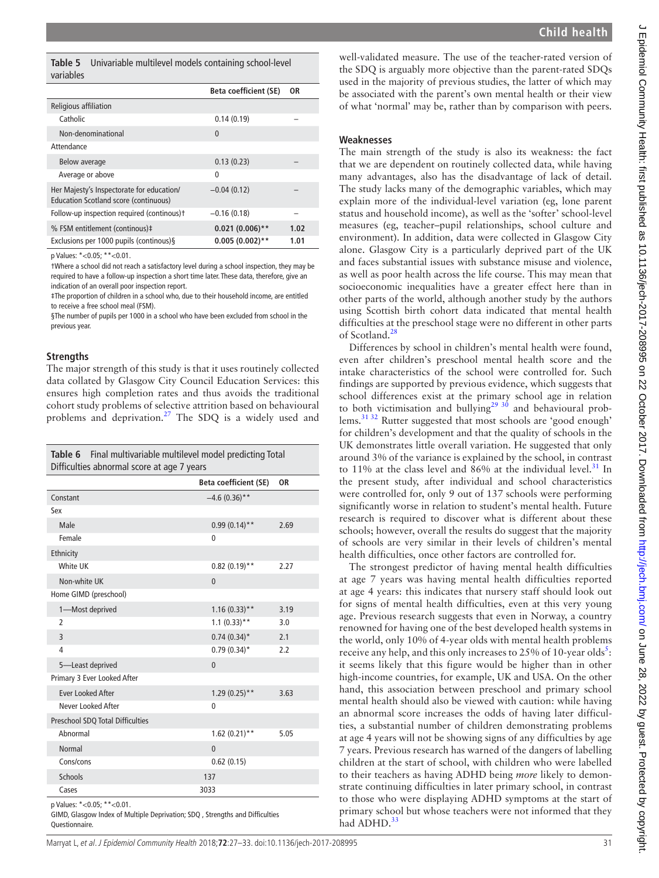**Table 5** Univariable multilevel models containing school-level variables

| | Beta coefficient (SE) | OR |
|---|---|---|
| Religious affiliation | | |
| Catholic | 0.14 (0.19) | – |
| Non-denominational | 0 | |
| Attendance | | |
| Below average | 0.13 (0.23) | – |
| Average or above | 0 | |
| Her Majesty's Inspectorate for education/ Education Scotland score (continuous) | −0.04 (0.12) | – |
| Follow-up inspection required (continous)† | −0.16 (0.18) | – |
| % FSM entitlement (continous)‡ | **0.021 (0.006)**** | **1.02** |
| Exclusions per 1000 pupils (continous)§ | **0.005 (0.002)**** | **1.01** |

p Values: *<0.05; **<0.01.

†Where a school did not reach a satisfactory level during a school inspection, they may be required to have a follow-up inspection a short time later. These data, therefore, give an indication of an overall poor inspection report.

‡The proportion of children in a school who, due to their household income, are entitled to receive a free school meal (FSM).

§The number of pupils per 1000 in a school who have been excluded from school in the previous year.

### Strengths

The major strength of this study is that it uses routinely collected data collated by Glasgow City Council Education Services: this ensures high completion rates and thus avoids the traditional cohort study problems of selective attrition based on behavioural problems and deprivation.[27] The SDQ is a widely used and well-validated measure. The use of the teacher-rated version of the SDQ is arguably more objective than the parent-rated SDQs used in the majority of previous studies, the latter of which may be associated with the parent's own mental health or their view of what 'normal' may be, rather than by comparison with peers.

**Table 6** Final multivariable multilevel model predicting Total Difficulties abnormal score at age 7 years

| | Beta coefficient (SE) | OR |
|---|---|---|
| Constant | −4.6 (0.36)** | |
| Sex | | |
| Male | 0.99 (0.14)** | 2.69 |
| Female | 0 | |
| Ethnicity | | |
| White UK | 0.82 (0.19)** | 2.27 |
| Non-white UK | 0 | |
| Home GIMD (preschool) | | |
| 1—Most deprived | 1.16 (0.33)** | 3.19 |
| 2 | 1.1 (0.33)** | 3.0 |
| 3 | 0.74 (0.34)* | 2.1 |
| 4 | 0.79 (0.34)* | 2.2 |
| 5—Least deprived | 0 | |
| Primary 3 Ever Looked After | | |
| Ever Looked After | 1.29 (0.25)** | 3.63 |
| Never Looked After | 0 | |
| Preschool SDQ Total Difficulties | | |
| Abnormal | 1.62 (0.21)** | 5.05 |
| Normal | 0 | |
| Cons/cons | 0.62 (0.15) | |
| Schools | 137 | |
| Cases | 3033 | |

p Values: *<0.05; **<0.01.

GIMD, Glasgow Index of Multiple Deprivation; SDQ , Strengths and Difficulties Questionnaire.

### Weaknesses

The main strength of the study is also its weakness: the fact that we are dependent on routinely collected data, while having many advantages, also has the disadvantage of lack of detail. The study lacks many of the demographic variables, which may explain more of the individual-level variation (eg, lone parent status and household income), as well as the 'softer' school-level measures (eg, teacher–pupil relationships, school culture and environment). In addition, data were collected in Glasgow City alone. Glasgow City is a particularly deprived part of the UK and faces substantial issues with substance misuse and violence, as well as poor health across the life course. This may mean that socioeconomic inequalities have a greater effect here than in other parts of the world, although another study by the authors using Scottish birth cohort data indicated that mental health difficulties at the preschool stage were no different in other parts of Scotland.[28]

Differences by school in children's mental health were found, even after children's preschool mental health score and the intake characteristics of the school were controlled for. Such findings are supported by previous evidence, which suggests that school differences exist at the primary school age in relation to both victimisation and bullying[29 30] and behavioural problems.[31 32] Rutter suggested that most schools are 'good enough' for children's development and that the quality of schools in the UK demonstrates little overall variation. He suggested that only around 3% of the variance is explained by the school, in contrast to 11% at the class level and 86% at the individual level.[31] In the present study, after individual and school characteristics were controlled for, only 9 out of 137 schools were performing significantly worse in relation to student's mental health. Future research is required to discover what is different about these schools; however, overall the results do suggest that the majority of schools are very similar in their levels of children's mental health difficulties, once other factors are controlled for.

The strongest predictor of having mental health difficulties at age 7 years was having mental health difficulties reported at age 4 years: this indicates that nursery staff should look out for signs of mental health difficulties, even at this very young age. Previous research suggests that even in Norway, a country renowned for having one of the best developed health systems in the world, only 10% of 4-year olds with mental health problems receive any help, and this only increases to 25% of 10-year olds[5]: it seems likely that this figure would be higher than in other high-income countries, for example, UK and USA. On the other hand, this association between preschool and primary school mental health should also be viewed with caution: while having an abnormal score increases the odds of having later difficulties, a substantial number of children demonstrating problems at age 4 years will not be showing signs of any difficulties by age 7 years. Previous research has warned of the dangers of labelling children at the start of school, with children who were labelled to their teachers as having ADHD being *more* likely to demonstrate continuing difficulties in later primary school, in contrast to those who were displaying ADHD symptoms at the start of primary school but whose teachers were not informed that they had ADHD.[33]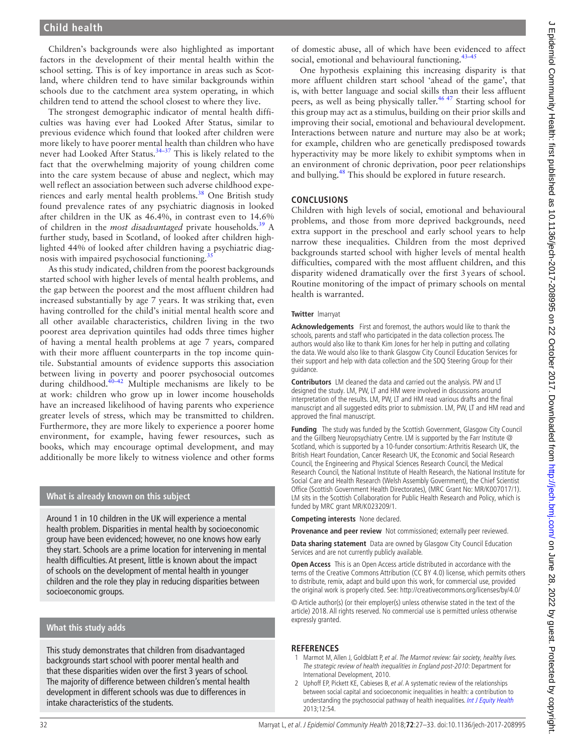Children's backgrounds were also highlighted as important factors in the development of their mental health within the school setting. This is of key importance in areas such as Scotland, where children tend to have similar backgrounds within schools due to the catchment area system operating, in which children tend to attend the school closest to where they live.

The strongest demographic indicator of mental health difficulties was having ever had Looked After Status, similar to previous evidence which found that looked after children were more likely to have poorer mental health than children who have never had Looked After Status.[34–37] This is likely related to the fact that the overwhelming majority of young children come into the care system because of abuse and neglect, which may well reflect an association between such adverse childhood experiences and early mental health problems.[38] One British study found prevalence rates of any psychiatric diagnosis in looked after children in the UK as 46.4%, in contrast even to 14.6% of children in the *most disadvantaged* private households.[39] A further study, based in Scotland, of looked after children highlighted 44% of looked after children having a psychiatric diagnosis with impaired psychosocial functioning.[35]

As this study indicated, children from the poorest backgrounds started school with higher levels of mental health problems, and the gap between the poorest and the most affluent children had increased substantially by age 7 years. It was striking that, even having controlled for the child's initial mental health score and all other available characteristics, children living in the two poorest area deprivation quintiles had odds three times higher of having a mental health problems at age 7 years, compared with their more affluent counterparts in the top income quintile. Substantial amounts of evidence supports this association between living in poverty and poorer psychosocial outcomes during childhood.[40–42] Multiple mechanisms are likely to be at work: children who grow up in lower income households have an increased likelihood of having parents who experience greater levels of stress, which may be transmitted to children. Furthermore, they are more likely to experience a poorer home environment, for example, having fewer resources, such as books, which may encourage optimal development, and may additionally be more likely to witness violence and other forms of domestic abuse, all of which have been evidenced to affect social, emotional and behavioural functioning.[43–45]

One hypothesis explaining this increasing disparity is that more affluent children start school 'ahead of the game', that is, with better language and social skills than their less affluent peers, as well as being physically taller.[46 47] Starting school for this group may act as a stimulus, building on their prior skills and improving their social, emotional and behavioural development. Interactions between nature and nurture may also be at work; for example, children who are genetically predisposed towards hyperactivity may be more likely to exhibit symptoms when in an environment of chronic deprivation, poor peer relationships and bullying.[48] This should be explored in future research.

## CONCLUSIONS

Children with high levels of social, emotional and behavioural problems, and those from more deprived backgrounds, need extra support in the preschool and early school years to help narrow these inequalities. Children from the most deprived backgrounds started school with higher levels of mental health difficulties, compared with the most affluent children, and this disparity widened dramatically over the first 3 years of school. Routine monitoring of the impact of primary schools on mental health is warranted.

### What is already known on this subject

Around 1 in 10 children in the UK will experience a mental health problem. Disparities in mental health by socioeconomic group have been evidenced; however, no one knows how early they start. Schools are a prime location for intervening in mental health difficulties. At present, little is known about the impact of schools on the development of mental health in younger children and the role they play in reducing disparities between socioeconomic groups.

### What this study adds

This study demonstrates that children from disadvantaged backgrounds start school with poorer mental health and that these disparities widen over the first 3 years of school. The majority of difference between children's mental health development in different schools was due to differences in intake characteristics of the students.

**Twitter** lmarryat

**Acknowledgements** First and foremost, the authors would like to thank the schools, parents and staff who participated in the data collection process. The authors would also like to thank Kim Jones for her help in putting and collating the data. We would also like to thank Glasgow City Council Education Services for their support and help with data collection and the SDQ Steering Group for their guidance.

**Contributors** LM cleaned the data and carried out the analysis. PW and LT designed the study. LM, PW, LT and HM were involved in discussions around interpretation of the results. LM, PW, LT and HM read various drafts and the final manuscript and all suggested edits prior to submission. LM, PW, LT and HM read and approved the final manuscript.

**Funding** The study was funded by the Scottish Government, Glasgow City Council and the Gillberg Neuropsychiatry Centre. LM is supported by the Farr Institute @ Scotland, which is supported by a 10-funder consortium: Arthritis Research UK, the British Heart Foundation, Cancer Research UK, the Economic and Social Research Council, the Engineering and Physical Sciences Research Council, the Medical Research Council, the National Institute of Health Research, the National Institute for Social Care and Health Research (Welsh Assembly Government), the Chief Scientist Office (Scottish Government Health Directorates), (MRC Grant No: MR/K007017/1). LM sits in the Scottish Collaboration for Public Health Research and Policy, which is funded by MRC grant MR/K023209/1.

**Competing interests** None declared.

**Provenance and peer review** Not commissioned; externally peer reviewed.

**Data sharing statement** Data are owned by Glasgow City Council Education Services and are not currently publicly available.

**Open Access** This is an Open Access article distributed in accordance with the terms of the Creative Commons Attribution (CC BY 4.0) license, which permits others to distribute, remix, adapt and build upon this work, for commercial use, provided the original work is properly cited. See: http://creativecommons.org/licenses/by/4.0/

© Article author(s) (or their employer(s) unless otherwise stated in the text of the article) 2018. All rights reserved. No commercial use is permitted unless otherwise expressly granted.

## REFERENCES

1. Marmot M, Allen J, Goldblatt P, *et al*. *The Marmot review: fair society, healthy lives. The strategic review of health inequalities in England post-2010*: Department for International Development, 2010.
2. Uphoff EP, Pickett KE, Cabieses B, *et al*. A systematic review of the relationships between social capital and socioeconomic inequalities in health: a contribution to understanding the psychosocial pathway of health inequalities. *Int J Equity Health* 2013;12:54.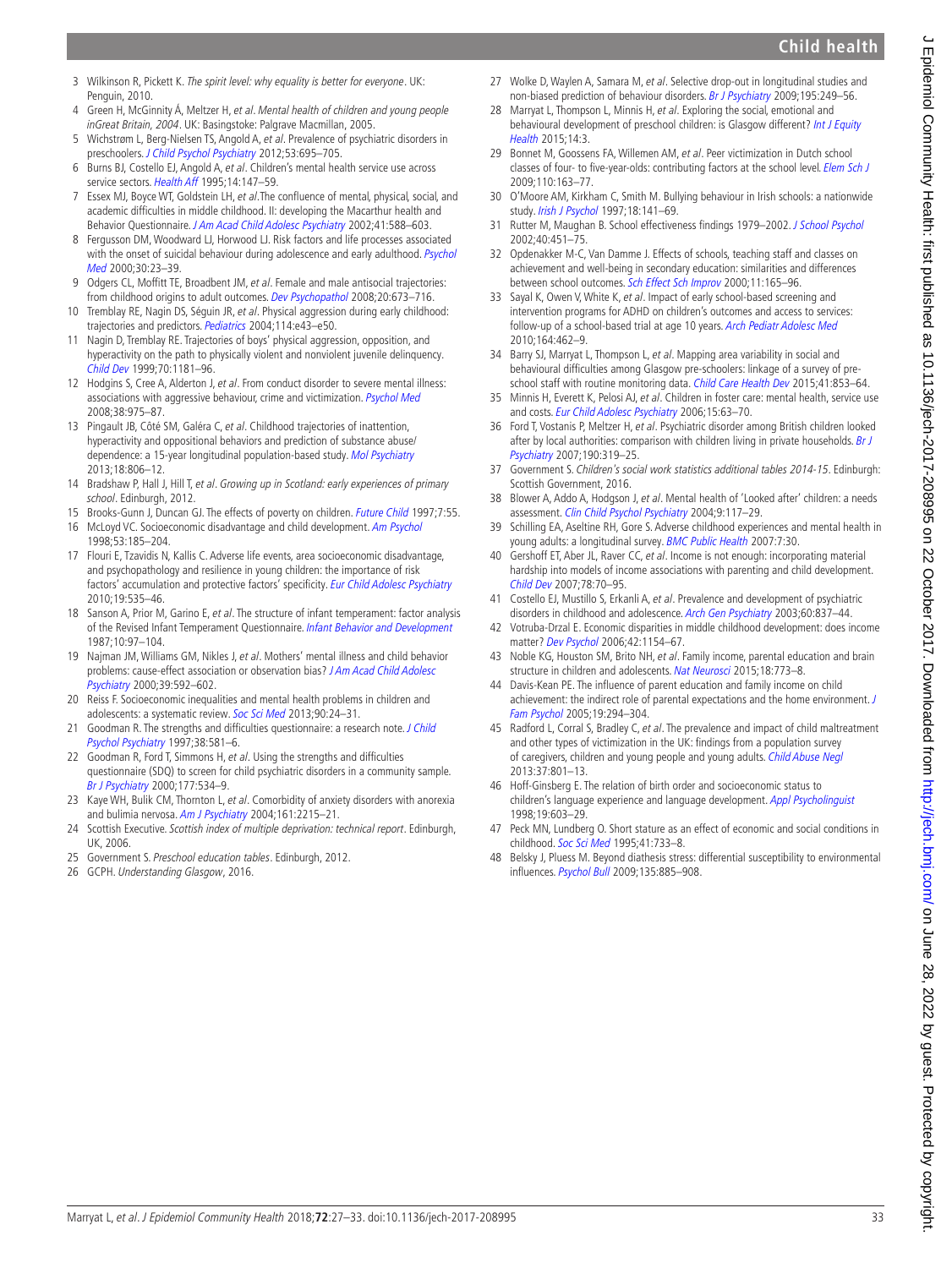3 Wilkinson R, Pickett K. *The spirit level: why equality is better for everyone*. UK: Penguin, 2010.

4 Green H, McGinnity Á, Meltzer H, *et al*. *Mental health of children and young people inGreat Britain, 2004*. UK: Basingstoke: Palgrave Macmillan, 2005.

5 Wichstrøm L, Berg-Nielsen TS, Angold A, *et al*. Prevalence of psychiatric disorders in preschoolers. *J Child Psychol Psychiatry* 2012;53:695–705.

6 Burns BJ, Costello EJ, Angold A, *et al*. Children's mental health service use across service sectors. *Health Aff* 1995;14:147–59.

7 Essex MJ, Boyce WT, Goldstein LH, *et al*.The confluence of mental, physical, social, and academic difficulties in middle childhood. II: developing the Macarthur health and Behavior Questionnaire. *J Am Acad Child Adolesc Psychiatry* 2002;41:588–603.

8 Fergusson DM, Woodward LJ, Horwood LJ. Risk factors and life processes associated with the onset of suicidal behaviour during adolescence and early adulthood. *Psychol Med* 2000;30:23–39.

9 Odgers CL, Moffitt TE, Broadbent JM, *et al*. Female and male antisocial trajectories: from childhood origins to adult outcomes. *Dev Psychopathol* 2008;20:673–716.

10 Tremblay RE, Nagin DS, Séguin JR, *et al*. Physical aggression during early childhood: trajectories and predictors. *Pediatrics* 2004;114:e43–e50.

11 Nagin D, Tremblay RE. Trajectories of boys' physical aggression, opposition, and hyperactivity on the path to physically violent and nonviolent juvenile delinquency. *Child Dev* 1999;70:1181–96.

12 Hodgins S, Cree A, Alderton J, *et al*. From conduct disorder to severe mental illness: associations with aggressive behaviour, crime and victimization. *Psychol Med* 2008;38:975–87.

13 Pingault JB, Côté SM, Galéra C, *et al*. Childhood trajectories of inattention, hyperactivity and oppositional behaviors and prediction of substance abuse/dependence: a 15-year longitudinal population-based study. *Mol Psychiatry* 2013;18:806–12.

14 Bradshaw P, Hall J, Hill T, *et al*. *Growing up in Scotland: early experiences of primary school*. Edinburgh, 2012.

15 Brooks-Gunn J, Duncan GJ. The effects of poverty on children. *Future Child* 1997;7:55.

16 McLoyd VC. Socioeconomic disadvantage and child development. *Am Psychol* 1998;53:185–204.

17 Flouri E, Tzavidis N, Kallis C. Adverse life events, area socioeconomic disadvantage, and psychopathology and resilience in young children: the importance of risk factors' accumulation and protective factors' specificity. *Eur Child Adolesc Psychiatry* 2010;19:535–46.

18 Sanson A, Prior M, Garino E, *et al*. The structure of infant temperament: factor analysis of the Revised Infant Temperament Questionnaire. *Infant Behavior and Development* 1987;10:97–104.

19 Najman JM, Williams GM, Nikles J, *et al*. Mothers' mental illness and child behavior problems: cause-effect association or observation bias? *J Am Acad Child Adolesc Psychiatry* 2000;39:592–602.

20 Reiss F. Socioeconomic inequalities and mental health problems in children and adolescents: a systematic review. *Soc Sci Med* 2013;90:24–31.

21 Goodman R. The strengths and difficulties questionnaire: a research note. *J Child Psychol Psychiatry* 1997;38:581–6.

22 Goodman R, Ford T, Simmons H, *et al*. Using the strengths and difficulties questionnaire (SDQ) to screen for child psychiatric disorders in a community sample. *Br J Psychiatry* 2000;177:534–9.

23 Kaye WH, Bulik CM, Thornton L, *et al*. Comorbidity of anxiety disorders with anorexia and bulimia nervosa. *Am J Psychiatry* 2004;161:2215–21.

24 Scottish Executive. *Scottish index of multiple deprivation: technical report*. Edinburgh, UK, 2006.

25 Government S. *Preschool education tables*. Edinburgh, 2012.

26 GCPH. *Understanding Glasgow*, 2016.

27 Wolke D, Waylen A, Samara M, *et al*. Selective drop-out in longitudinal studies and non-biased prediction of behaviour disorders. *Br J Psychiatry* 2009;195:249–56.

28 Marryat L, Thompson L, Minnis H, *et al*. Exploring the social, emotional and behavioural development of preschool children: is Glasgow different? *Int J Equity Health* 2015;14:3.

29 Bonnet M, Goossens FA, Willemen AM, *et al*. Peer victimization in Dutch school classes of four- to five-year-olds: contributing factors at the school level. *Elem Sch J* 2009;110:163–77.

30 O'Moore AM, Kirkham C, Smith M. Bullying behaviour in Irish schools: a nationwide study. *Irish J Psychol* 1997;18:141–69.

31 Rutter M, Maughan B. School effectiveness findings 1979–2002. *J School Psychol* 2002;40:451–75.

32 Opdenakker M-C, Van Damme J. Effects of schools, teaching staff and classes on achievement and well-being in secondary education: similarities and differences between school outcomes. *Sch Effect Sch Improv* 2000;11:165–96.

33 Sayal K, Owen V, White K, *et al*. Impact of early school-based screening and intervention programs for ADHD on children's outcomes and access to services: follow-up of a school-based trial at age 10 years. *Arch Pediatr Adolesc Med* 2010;164:462–9.

34 Barry SJ, Marryat L, Thompson L, *et al*. Mapping area variability in social and behavioural difficulties among Glasgow pre-schoolers: linkage of a survey of pre-school staff with routine monitoring data. *Child Care Health Dev* 2015;41:853–64.

35 Minnis H, Everett K, Pelosi AJ, *et al*. Children in foster care: mental health, service use and costs. *Eur Child Adolesc Psychiatry* 2006;15:63–70.

36 Ford T, Vostanis P, Meltzer H, *et al*. Psychiatric disorder among British children looked after by local authorities: comparison with children living in private households. *Br J Psychiatry* 2007;190:319–25.

37 Government S. *Children's social work statistics additional tables 2014-15*. Edinburgh: Scottish Government, 2016.

38 Blower A, Addo A, Hodgson J, *et al*. Mental health of 'Looked after' children: a needs assessment. *Clin Child Psychol Psychiatry* 2004;9:117–29.

39 Schilling EA, Aseltine RH, Gore S. Adverse childhood experiences and mental health in young adults: a longitudinal survey. *BMC Public Health* 2007:7:30.

40 Gershoff ET, Aber JL, Raver CC, *et al*. Income is not enough: incorporating material hardship into models of income associations with parenting and child development. *Child Dev* 2007;78:70–95.

41 Costello EJ, Mustillo S, Erkanli A, *et al*. Prevalence and development of psychiatric disorders in childhood and adolescence. *Arch Gen Psychiatry* 2003;60:837–44.

42 Votruba-Drzal E. Economic disparities in middle childhood development: does income matter? *Dev Psychol* 2006;42:1154–67.

43 Noble KG, Houston SM, Brito NH, *et al*. Family income, parental education and brain structure in children and adolescents. *Nat Neurosci* 2015;18:773–8.

44 Davis-Kean PE. The influence of parent education and family income on child achievement: the indirect role of parental expectations and the home environment. *J Fam Psychol* 2005;19:294–304.

45 Radford L, Corral S, Bradley C, *et al*. The prevalence and impact of child maltreatment and other types of victimization in the UK: findings from a population survey of caregivers, children and young people and young adults. *Child Abuse Negl* 2013:37:801–13.

46 Hoff-Ginsberg E. The relation of birth order and socioeconomic status to children's language experience and language development. *Appl Psycholinguist* 1998;19:603–29.

47 Peck MN, Lundberg O. Short stature as an effect of economic and social conditions in childhood. *Soc Sci Med* 1995;41:733–8.

48 Belsky J, Pluess M. Beyond diathesis stress: differential susceptibility to environmental influences. *Psychol Bull* 2009;135:885–908.